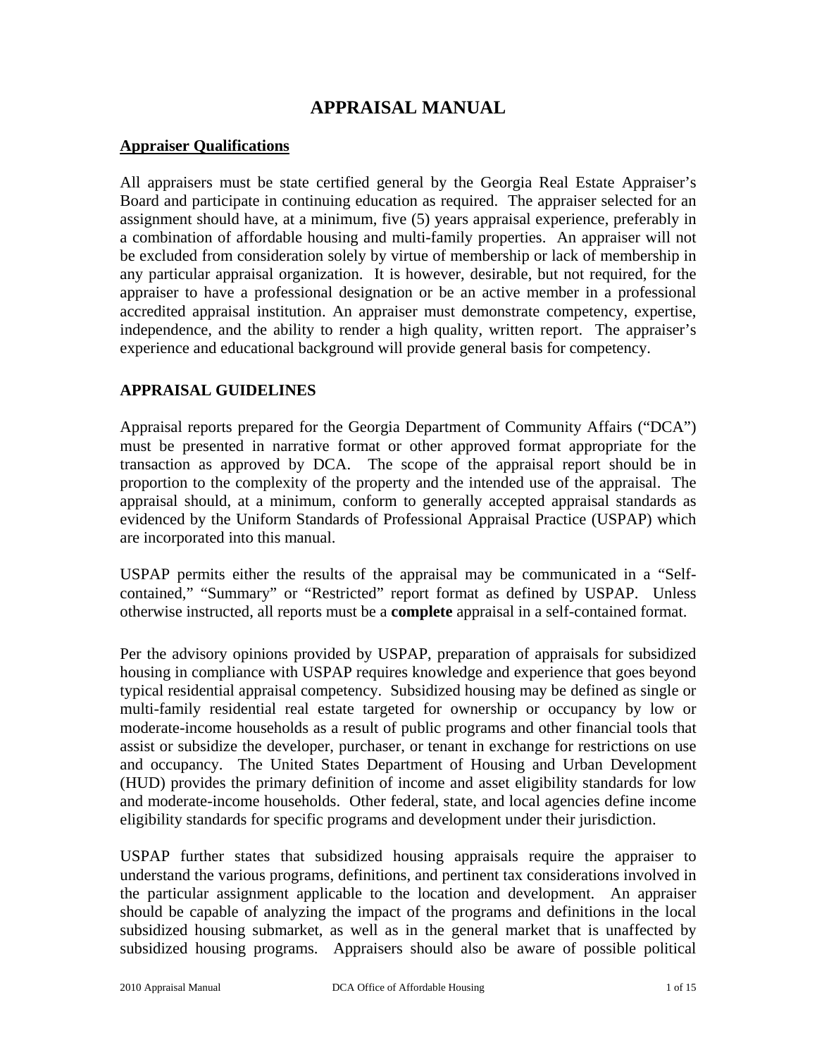# APPRAISAL MANUAL

## Appraiser Qualifications

All appraisers must be state certified general by the Georgia Real Estate Appraiser's Board and participate in continuing education as required. The appraiser selected for an assignment should have, at a minimum, five (5) years appraisal experience, preferably in a combination of affordable housing and multi-family properties. An appraiser will not be excluded from consideration solely by virtue of membership or lack of membership in any particular appraisal organization. It is however, desirable, but not required, for the appraiser to have a professional designation or be an active member in a professional accredited appraisal institution. An appraiser must demonstrate competency, expertise, independence, and the ability to render a high quality, written report. The appraiser's experience and educational background will provide general basis for competency.

## APPRAISAL GUIDELINES

Appraisal reports prepared for the Georgia Department of Community Affairs ("DCA") must be presented in narrative format or other approved format appropriate for the transaction as approved by DCA. The scope of the appraisal report should be in proportion to the complexity of the property and the intended use of the appraisal. The appraisal should, at a minimum, conform to generally accepted appraisal standards as evidenced by the Uniform Standards of Professional Appraisal Practice (USPAP) which are incorporated into this manual.

USPAP permits either the results of the appraisal may be communicated in a "Self-contained," "Summary" or "Restricted" report format as defined by USPAP. Unless otherwise instructed, all reports must be a **complete** appraisal in a self-contained format.

Per the advisory opinions provided by USPAP, preparation of appraisals for subsidized housing in compliance with USPAP requires knowledge and experience that goes beyond typical residential appraisal competency. Subsidized housing may be defined as single or multi-family residential real estate targeted for ownership or occupancy by low or moderate-income households as a result of public programs and other financial tools that assist or subsidize the developer, purchaser, or tenant in exchange for restrictions on use and occupancy. The United States Department of Housing and Urban Development (HUD) provides the primary definition of income and asset eligibility standards for low and moderate-income households. Other federal, state, and local agencies define income eligibility standards for specific programs and development under their jurisdiction.

USPAP further states that subsidized housing appraisals require the appraiser to understand the various programs, definitions, and pertinent tax considerations involved in the particular assignment applicable to the location and development. An appraiser should be capable of analyzing the impact of the programs and definitions in the local subsidized housing submarket, as well as in the general market that is unaffected by subsidized housing programs. Appraisers should also be aware of possible political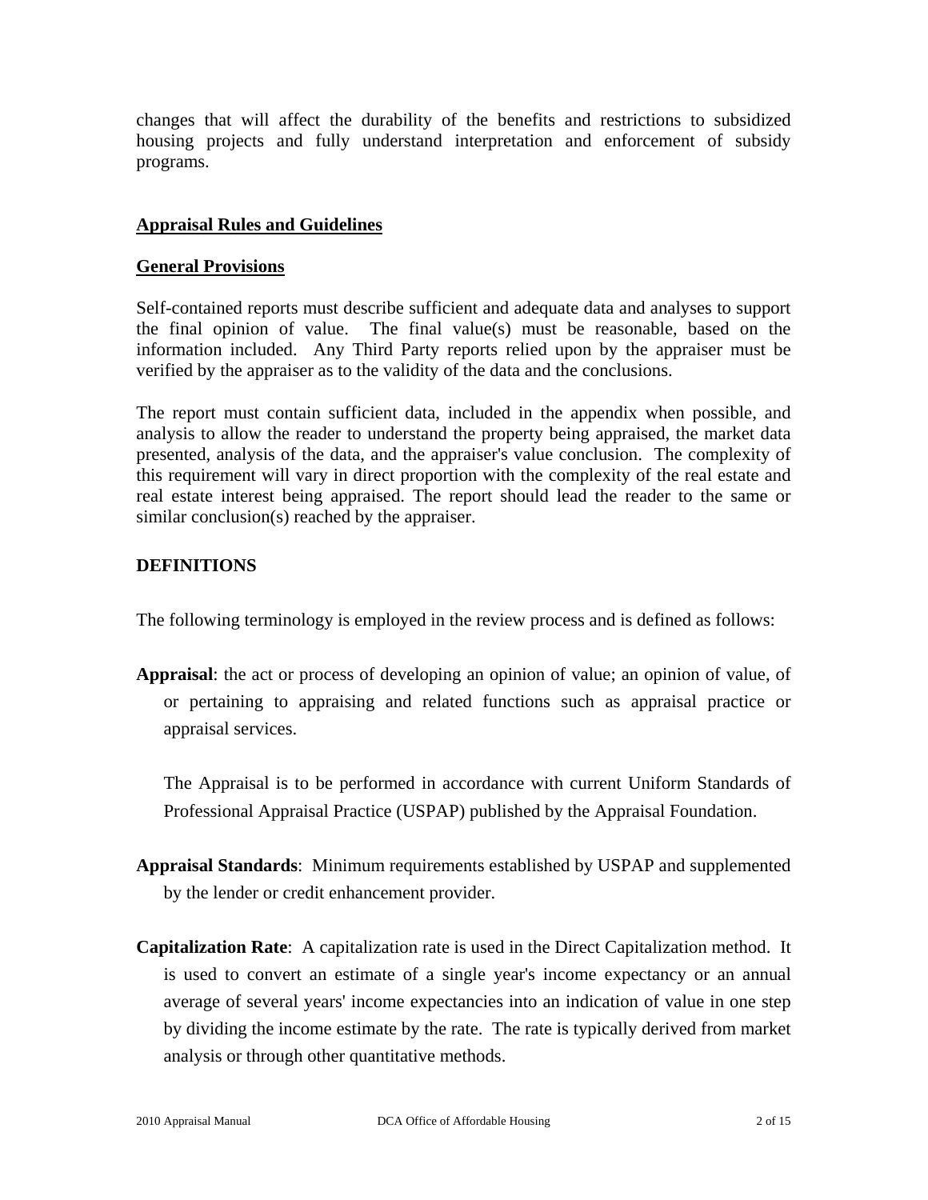changes that will affect the durability of the benefits and restrictions to subsidized housing projects and fully understand interpretation and enforcement of subsidy programs.

## Appraisal Rules and Guidelines

## General Provisions

Self-contained reports must describe sufficient and adequate data and analyses to support the final opinion of value. The final value(s) must be reasonable, based on the information included. Any Third Party reports relied upon by the appraiser must be verified by the appraiser as to the validity of the data and the conclusions.

The report must contain sufficient data, included in the appendix when possible, and analysis to allow the reader to understand the property being appraised, the market data presented, analysis of the data, and the appraiser's value conclusion. The complexity of this requirement will vary in direct proportion with the complexity of the real estate and real estate interest being appraised. The report should lead the reader to the same or similar conclusion(s) reached by the appraiser.

## DEFINITIONS

The following terminology is employed in the review process and is defined as follows:

**Appraisal**: the act or process of developing an opinion of value; an opinion of value, of or pertaining to appraising and related functions such as appraisal practice or appraisal services.

The Appraisal is to be performed in accordance with current Uniform Standards of Professional Appraisal Practice (USPAP) published by the Appraisal Foundation.

**Appraisal Standards**: Minimum requirements established by USPAP and supplemented by the lender or credit enhancement provider.

**Capitalization Rate**: A capitalization rate is used in the Direct Capitalization method. It is used to convert an estimate of a single year's income expectancy or an annual average of several years' income expectancies into an indication of value in one step by dividing the income estimate by the rate. The rate is typically derived from market analysis or through other quantitative methods.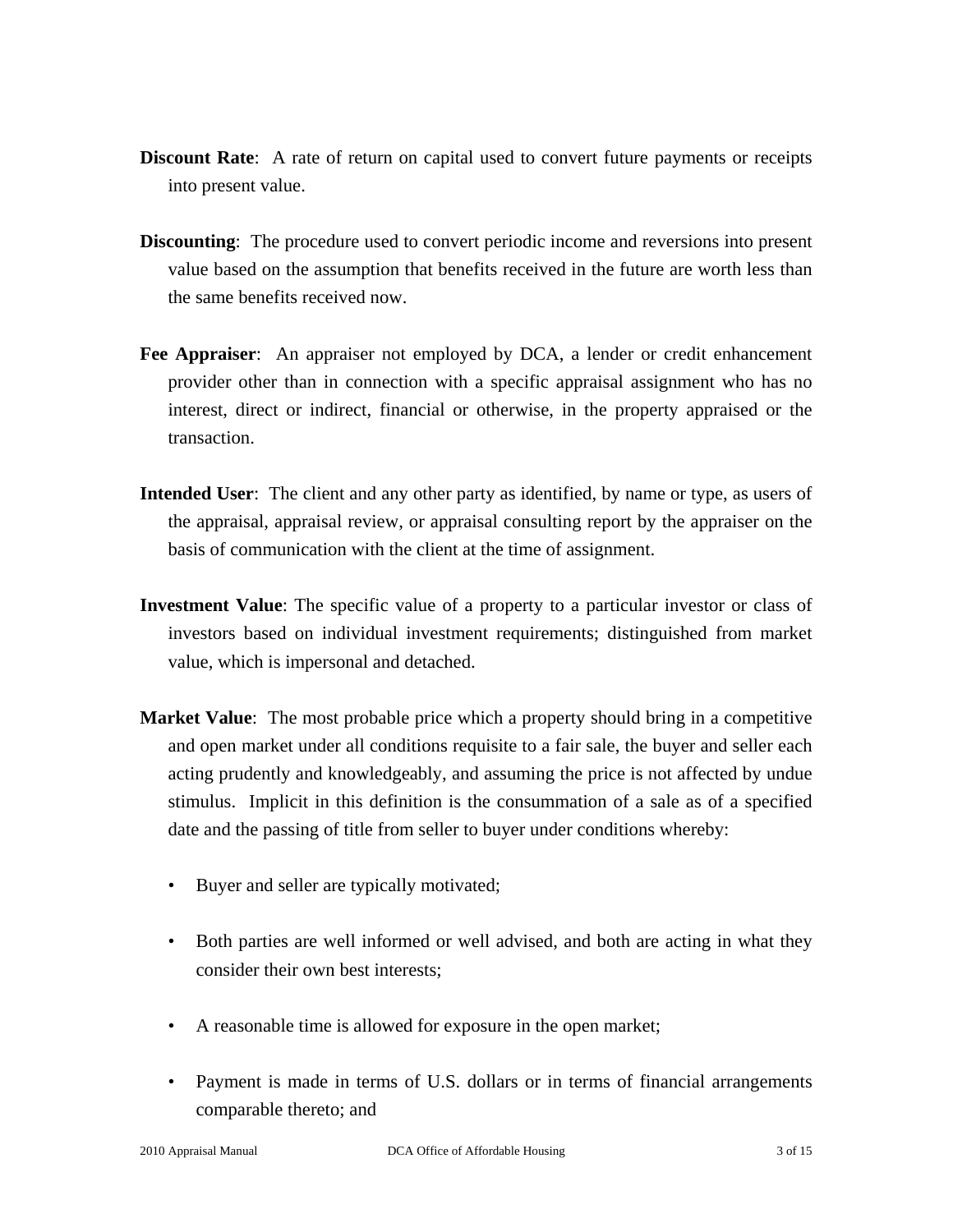**Discount Rate**: A rate of return on capital used to convert future payments or receipts into present value.

**Discounting**: The procedure used to convert periodic income and reversions into present value based on the assumption that benefits received in the future are worth less than the same benefits received now.

**Fee Appraiser**: An appraiser not employed by DCA, a lender or credit enhancement provider other than in connection with a specific appraisal assignment who has no interest, direct or indirect, financial or otherwise, in the property appraised or the transaction.

**Intended User**: The client and any other party as identified, by name or type, as users of the appraisal, appraisal review, or appraisal consulting report by the appraiser on the basis of communication with the client at the time of assignment.

**Investment Value**: The specific value of a property to a particular investor or class of investors based on individual investment requirements; distinguished from market value, which is impersonal and detached.

**Market Value**: The most probable price which a property should bring in a competitive and open market under all conditions requisite to a fair sale, the buyer and seller each acting prudently and knowledgeably, and assuming the price is not affected by undue stimulus. Implicit in this definition is the consummation of a sale as of a specified date and the passing of title from seller to buyer under conditions whereby:

- Buyer and seller are typically motivated;
- Both parties are well informed or well advised, and both are acting in what they consider their own best interests;
- A reasonable time is allowed for exposure in the open market;
- Payment is made in terms of U.S. dollars or in terms of financial arrangements comparable thereto; and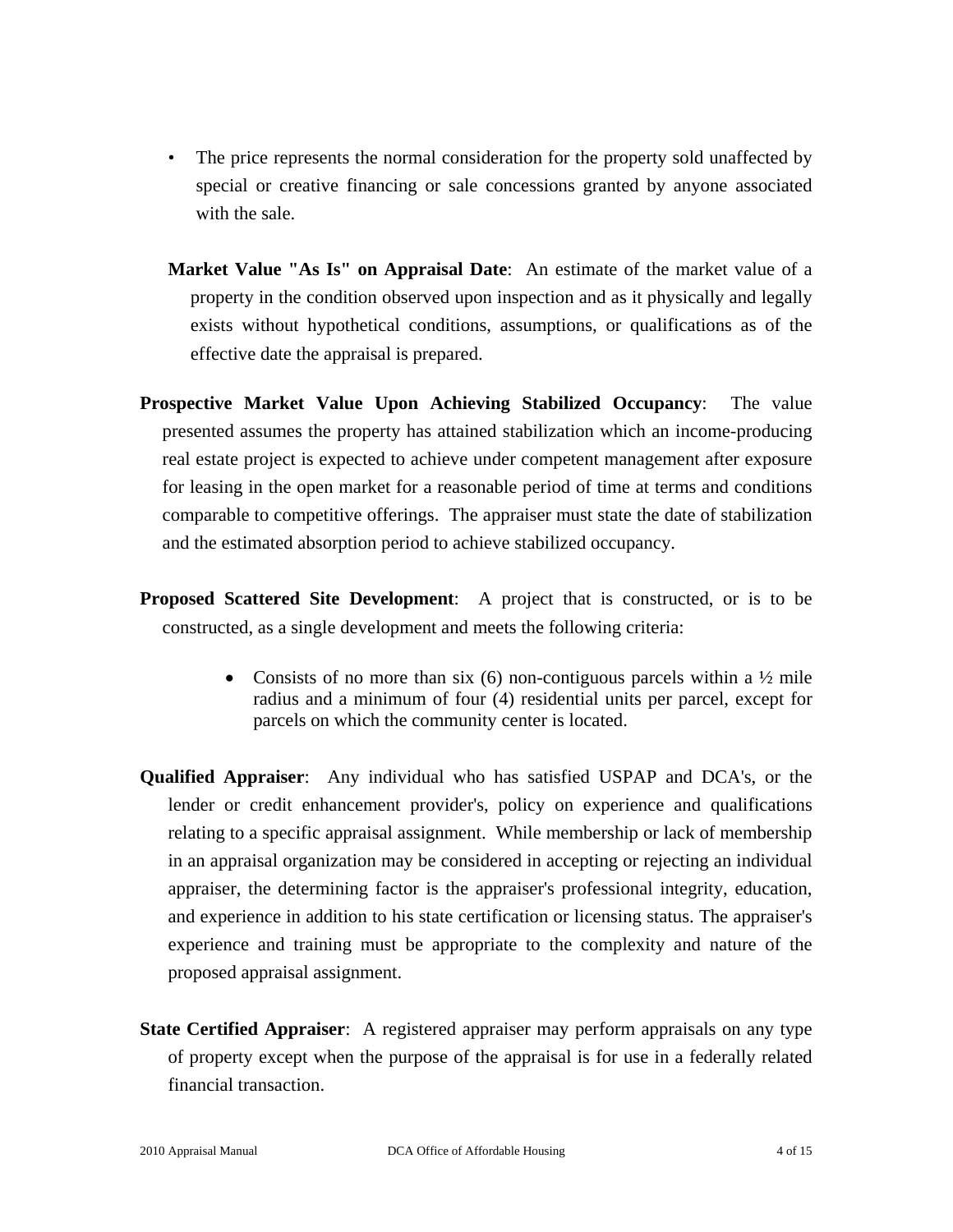- The price represents the normal consideration for the property sold unaffected by special or creative financing or sale concessions granted by anyone associated with the sale.

**Market Value "As Is" on Appraisal Date**: An estimate of the market value of a property in the condition observed upon inspection and as it physically and legally exists without hypothetical conditions, assumptions, or qualifications as of the effective date the appraisal is prepared.

**Prospective Market Value Upon Achieving Stabilized Occupancy**: The value presented assumes the property has attained stabilization which an income-producing real estate project is expected to achieve under competent management after exposure for leasing in the open market for a reasonable period of time at terms and conditions comparable to competitive offerings. The appraiser must state the date of stabilization and the estimated absorption period to achieve stabilized occupancy.

**Proposed Scattered Site Development**: A project that is constructed, or is to be constructed, as a single development and meets the following criteria:

- Consists of no more than six (6) non-contiguous parcels within a ½ mile radius and a minimum of four (4) residential units per parcel, except for parcels on which the community center is located.

**Qualified Appraiser**: Any individual who has satisfied USPAP and DCA's, or the lender or credit enhancement provider's, policy on experience and qualifications relating to a specific appraisal assignment. While membership or lack of membership in an appraisal organization may be considered in accepting or rejecting an individual appraiser, the determining factor is the appraiser's professional integrity, education, and experience in addition to his state certification or licensing status. The appraiser's experience and training must be appropriate to the complexity and nature of the proposed appraisal assignment.

**State Certified Appraiser**: A registered appraiser may perform appraisals on any type of property except when the purpose of the appraisal is for use in a federally related financial transaction.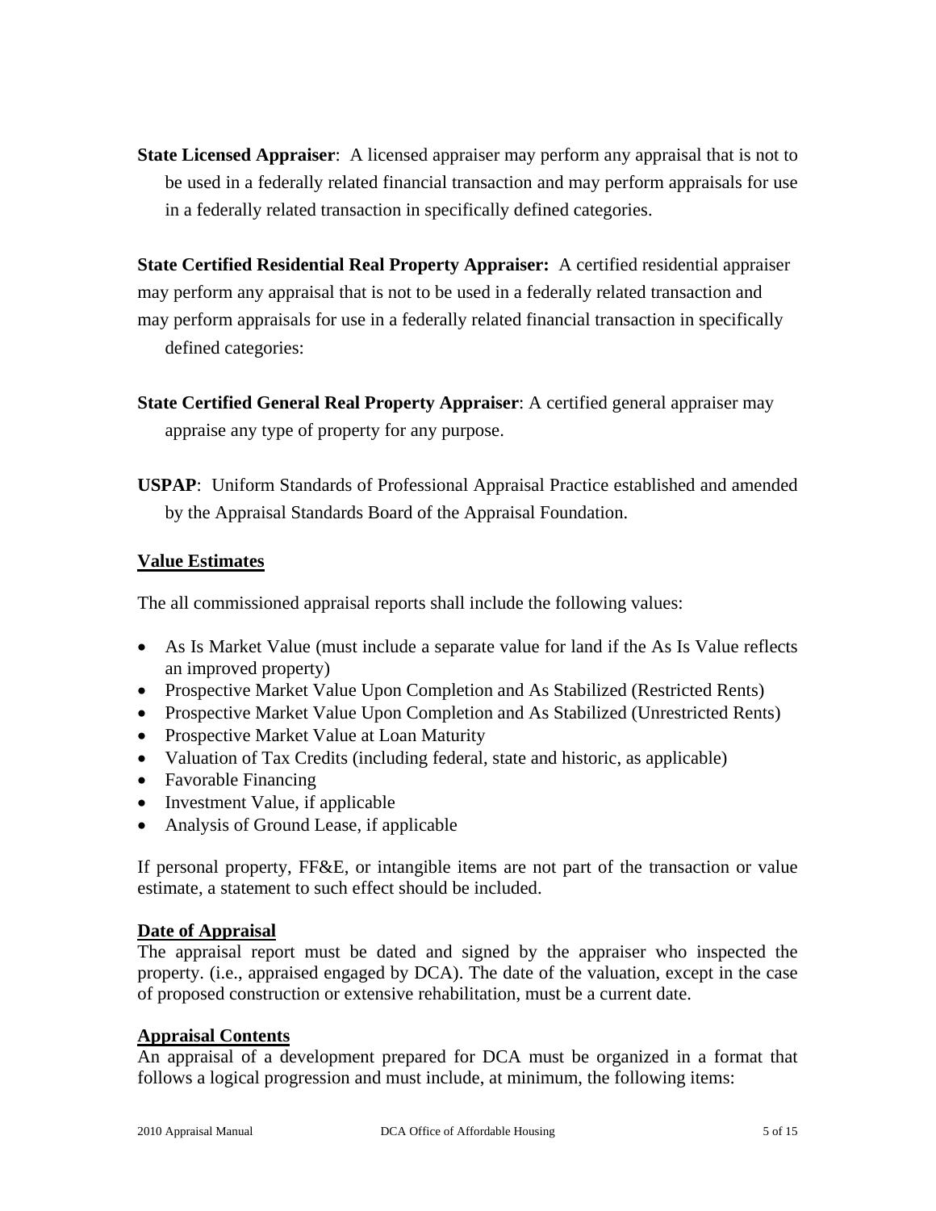**State Licensed Appraiser**: A licensed appraiser may perform any appraisal that is not to be used in a federally related financial transaction and may perform appraisals for use in a federally related transaction in specifically defined categories.

**State Certified Residential Real Property Appraiser:** A certified residential appraiser may perform any appraisal that is not to be used in a federally related transaction and may perform appraisals for use in a federally related financial transaction in specifically defined categories:

**State Certified General Real Property Appraiser**: A certified general appraiser may appraise any type of property for any purpose.

**USPAP**: Uniform Standards of Professional Appraisal Practice established and amended by the Appraisal Standards Board of the Appraisal Foundation.

## Value Estimates

The all commissioned appraisal reports shall include the following values:

- As Is Market Value (must include a separate value for land if the As Is Value reflects an improved property)
- Prospective Market Value Upon Completion and As Stabilized (Restricted Rents)
- Prospective Market Value Upon Completion and As Stabilized (Unrestricted Rents)
- Prospective Market Value at Loan Maturity
- Valuation of Tax Credits (including federal, state and historic, as applicable)
- Favorable Financing
- Investment Value, if applicable
- Analysis of Ground Lease, if applicable

If personal property, FF&E, or intangible items are not part of the transaction or value estimate, a statement to such effect should be included.

## Date of Appraisal

The appraisal report must be dated and signed by the appraiser who inspected the property. (i.e., appraised engaged by DCA). The date of the valuation, except in the case of proposed construction or extensive rehabilitation, must be a current date.

## Appraisal Contents

An appraisal of a development prepared for DCA must be organized in a format that follows a logical progression and must include, at minimum, the following items: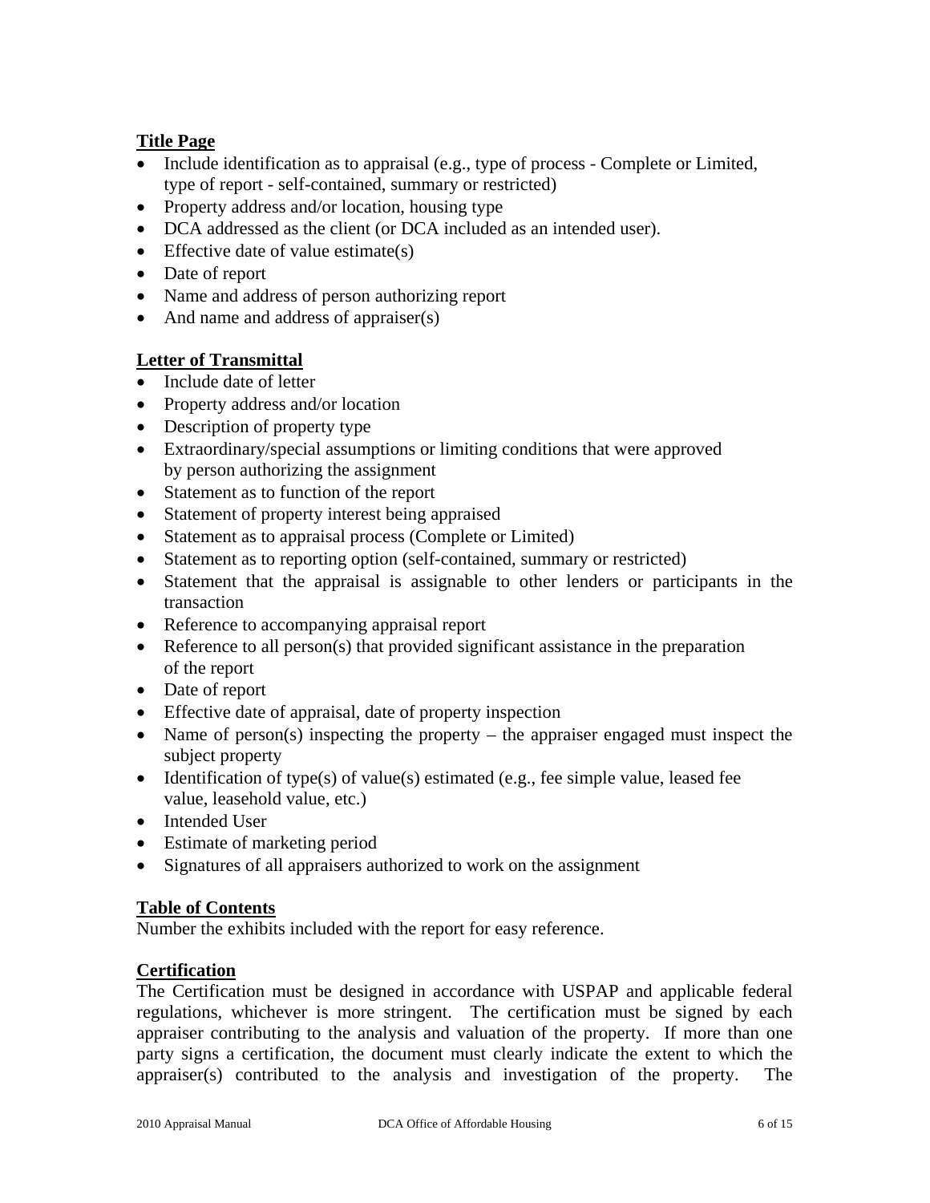**Title Page**

- Include identification as to appraisal (e.g., type of process - Complete or Limited, type of report - self-contained, summary or restricted)
- Property address and/or location, housing type
- DCA addressed as the client (or DCA included as an intended user).
- Effective date of value estimate(s)
- Date of report
- Name and address of person authorizing report
- And name and address of appraiser(s)

**Letter of Transmittal**

- Include date of letter
- Property address and/or location
- Description of property type
- Extraordinary/special assumptions or limiting conditions that were approved by person authorizing the assignment
- Statement as to function of the report
- Statement of property interest being appraised
- Statement as to appraisal process (Complete or Limited)
- Statement as to reporting option (self-contained, summary or restricted)
- Statement that the appraisal is assignable to other lenders or participants in the transaction
- Reference to accompanying appraisal report
- Reference to all person(s) that provided significant assistance in the preparation of the report
- Date of report
- Effective date of appraisal, date of property inspection
- Name of person(s) inspecting the property – the appraiser engaged must inspect the subject property
- Identification of type(s) of value(s) estimated (e.g., fee simple value, leased fee value, leasehold value, etc.)
- Intended User
- Estimate of marketing period
- Signatures of all appraisers authorized to work on the assignment

**Table of Contents**

Number the exhibits included with the report for easy reference.

**Certification**

The Certification must be designed in accordance with USPAP and applicable federal regulations, whichever is more stringent. The certification must be signed by each appraiser contributing to the analysis and valuation of the property. If more than one party signs a certification, the document must clearly indicate the extent to which the appraiser(s) contributed to the analysis and investigation of the property. The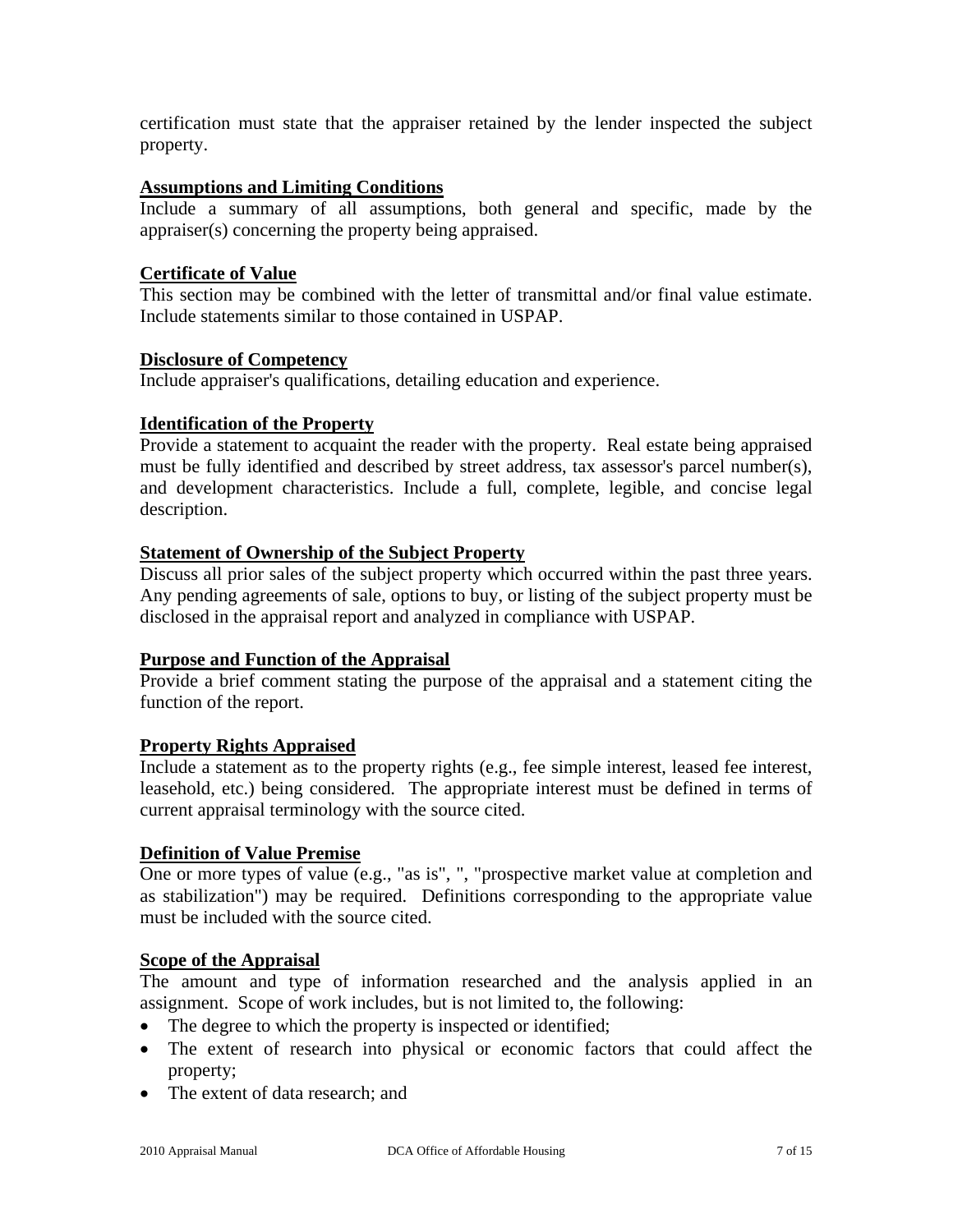certification must state that the appraiser retained by the lender inspected the subject property.

**Assumptions and Limiting Conditions**

Include a summary of all assumptions, both general and specific, made by the appraiser(s) concerning the property being appraised.

**Certificate of Value**

This section may be combined with the letter of transmittal and/or final value estimate. Include statements similar to those contained in USPAP.

**Disclosure of Competency**

Include appraiser's qualifications, detailing education and experience.

**Identification of the Property**

Provide a statement to acquaint the reader with the property. Real estate being appraised must be fully identified and described by street address, tax assessor's parcel number(s), and development characteristics. Include a full, complete, legible, and concise legal description.

**Statement of Ownership of the Subject Property**

Discuss all prior sales of the subject property which occurred within the past three years. Any pending agreements of sale, options to buy, or listing of the subject property must be disclosed in the appraisal report and analyzed in compliance with USPAP.

**Purpose and Function of the Appraisal**

Provide a brief comment stating the purpose of the appraisal and a statement citing the function of the report.

**Property Rights Appraised**

Include a statement as to the property rights (e.g., fee simple interest, leased fee interest, leasehold, etc.) being considered. The appropriate interest must be defined in terms of current appraisal terminology with the source cited.

**Definition of Value Premise**

One or more types of value (e.g., "as is", ", "prospective market value at completion and as stabilization") may be required. Definitions corresponding to the appropriate value must be included with the source cited.

**Scope of the Appraisal**

The amount and type of information researched and the analysis applied in an assignment. Scope of work includes, but is not limited to, the following:

- The degree to which the property is inspected or identified;
- The extent of research into physical or economic factors that could affect the property;
- The extent of data research; and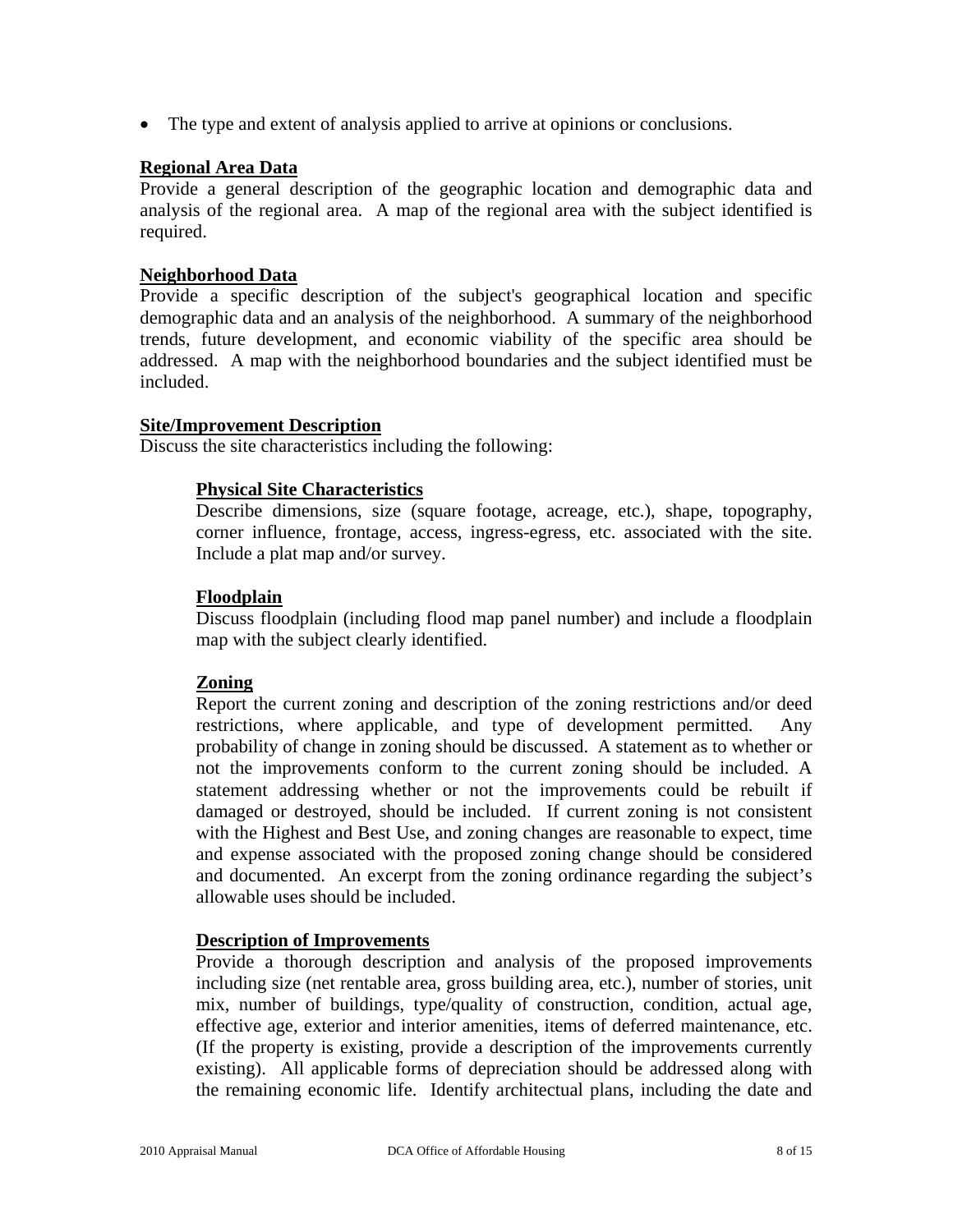- The type and extent of analysis applied to arrive at opinions or conclusions.

**Regional Area Data**

Provide a general description of the geographic location and demographic data and analysis of the regional area. A map of the regional area with the subject identified is required.

**Neighborhood Data**

Provide a specific description of the subject's geographical location and specific demographic data and an analysis of the neighborhood. A summary of the neighborhood trends, future development, and economic viability of the specific area should be addressed. A map with the neighborhood boundaries and the subject identified must be included.

**Site/Improvement Description**

Discuss the site characteristics including the following:

**Physical Site Characteristics**

Describe dimensions, size (square footage, acreage, etc.), shape, topography, corner influence, frontage, access, ingress-egress, etc. associated with the site. Include a plat map and/or survey.

**Floodplain**

Discuss floodplain (including flood map panel number) and include a floodplain map with the subject clearly identified.

**Zoning**

Report the current zoning and description of the zoning restrictions and/or deed restrictions, where applicable, and type of development permitted. Any probability of change in zoning should be discussed. A statement as to whether or not the improvements conform to the current zoning should be included. A statement addressing whether or not the improvements could be rebuilt if damaged or destroyed, should be included. If current zoning is not consistent with the Highest and Best Use, and zoning changes are reasonable to expect, time and expense associated with the proposed zoning change should be considered and documented. An excerpt from the zoning ordinance regarding the subject's allowable uses should be included.

**Description of Improvements**

Provide a thorough description and analysis of the proposed improvements including size (net rentable area, gross building area, etc.), number of stories, unit mix, number of buildings, type/quality of construction, condition, actual age, effective age, exterior and interior amenities, items of deferred maintenance, etc. (If the property is existing, provide a description of the improvements currently existing). All applicable forms of depreciation should be addressed along with the remaining economic life. Identify architectual plans, including the date and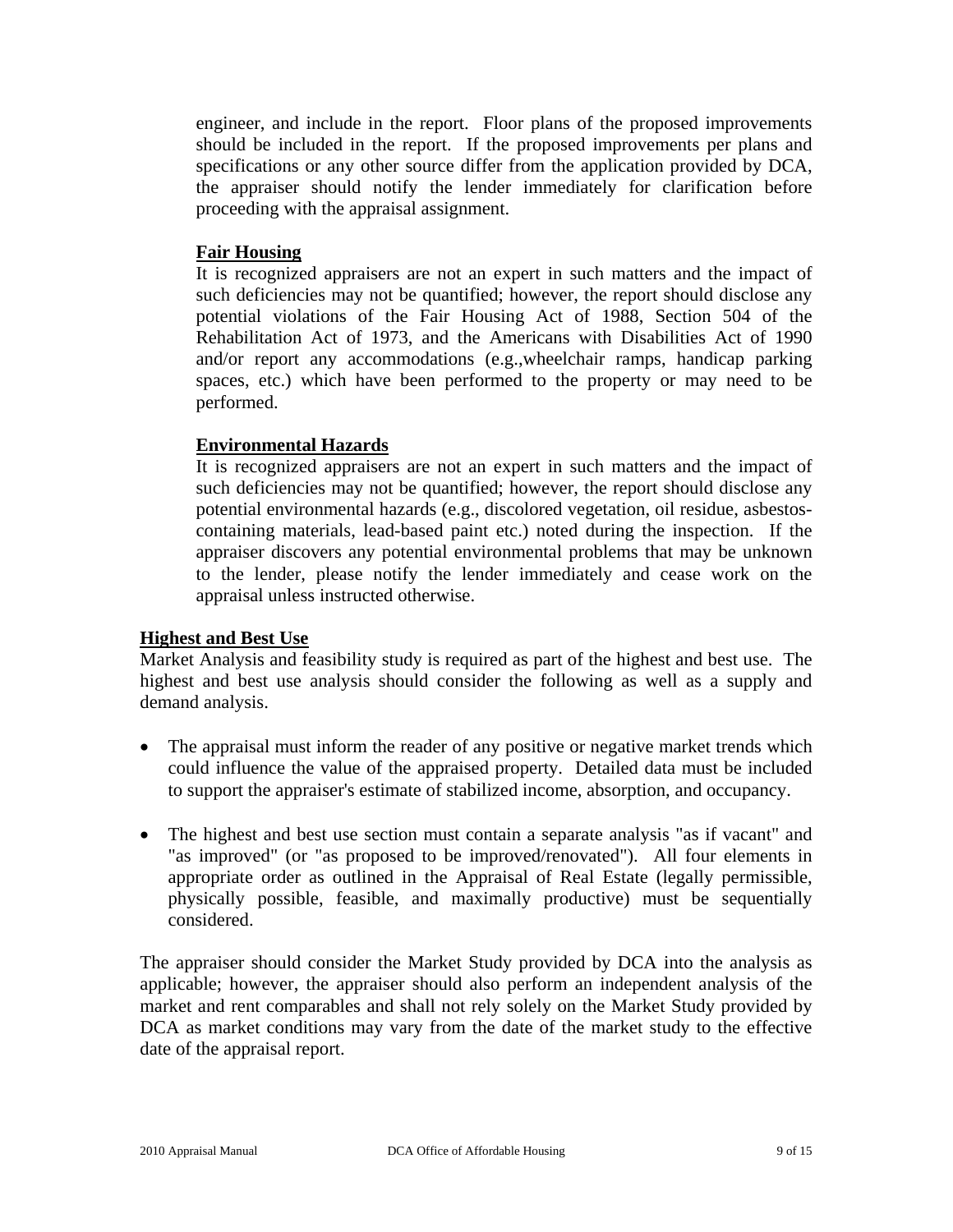engineer, and include in the report. Floor plans of the proposed improvements should be included in the report. If the proposed improvements per plans and specifications or any other source differ from the application provided by DCA, the appraiser should notify the lender immediately for clarification before proceeding with the appraisal assignment.

**Fair Housing**

It is recognized appraisers are not an expert in such matters and the impact of such deficiencies may not be quantified; however, the report should disclose any potential violations of the Fair Housing Act of 1988, Section 504 of the Rehabilitation Act of 1973, and the Americans with Disabilities Act of 1990 and/or report any accommodations (e.g.,wheelchair ramps, handicap parking spaces, etc.) which have been performed to the property or may need to be performed.

**Environmental Hazards**

It is recognized appraisers are not an expert in such matters and the impact of such deficiencies may not be quantified; however, the report should disclose any potential environmental hazards (e.g., discolored vegetation, oil residue, asbestos-containing materials, lead-based paint etc.) noted during the inspection. If the appraiser discovers any potential environmental problems that may be unknown to the lender, please notify the lender immediately and cease work on the appraisal unless instructed otherwise.

## Highest and Best Use

Market Analysis and feasibility study is required as part of the highest and best use. The highest and best use analysis should consider the following as well as a supply and demand analysis.

- The appraisal must inform the reader of any positive or negative market trends which could influence the value of the appraised property. Detailed data must be included to support the appraiser's estimate of stabilized income, absorption, and occupancy.

- The highest and best use section must contain a separate analysis "as if vacant" and "as improved" (or "as proposed to be improved/renovated"). All four elements in appropriate order as outlined in the Appraisal of Real Estate (legally permissible, physically possible, feasible, and maximally productive) must be sequentially considered.

The appraiser should consider the Market Study provided by DCA into the analysis as applicable; however, the appraiser should also perform an independent analysis of the market and rent comparables and shall not rely solely on the Market Study provided by DCA as market conditions may vary from the date of the market study to the effective date of the appraisal report.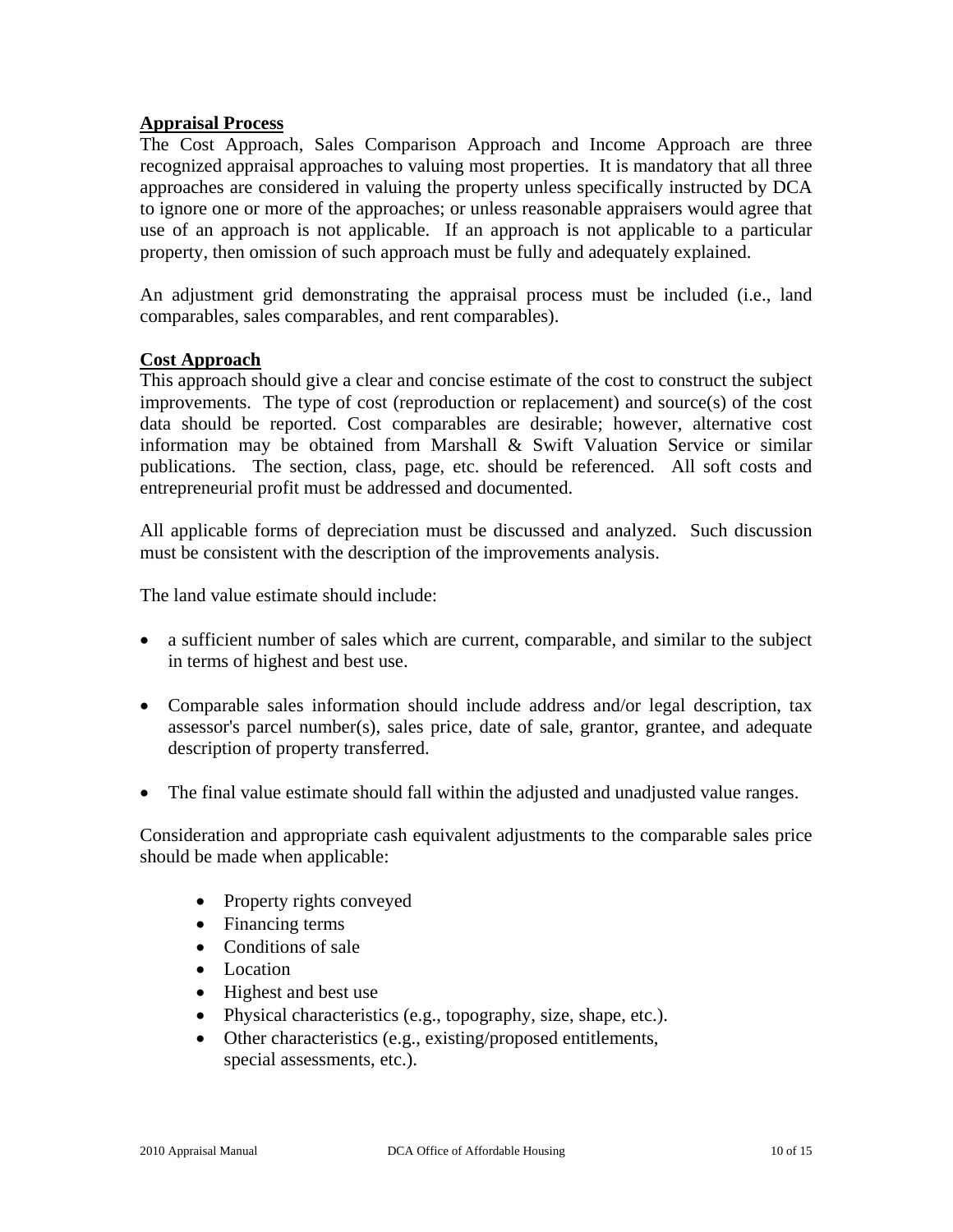**Appraisal Process**

The Cost Approach, Sales Comparison Approach and Income Approach are three recognized appraisal approaches to valuing most properties. It is mandatory that all three approaches are considered in valuing the property unless specifically instructed by DCA to ignore one or more of the approaches; or unless reasonable appraisers would agree that use of an approach is not applicable. If an approach is not applicable to a particular property, then omission of such approach must be fully and adequately explained.

An adjustment grid demonstrating the appraisal process must be included (i.e., land comparables, sales comparables, and rent comparables).

**Cost Approach**

This approach should give a clear and concise estimate of the cost to construct the subject improvements. The type of cost (reproduction or replacement) and source(s) of the cost data should be reported. Cost comparables are desirable; however, alternative cost information may be obtained from Marshall & Swift Valuation Service or similar publications. The section, class, page, etc. should be referenced. All soft costs and entrepreneurial profit must be addressed and documented.

All applicable forms of depreciation must be discussed and analyzed. Such discussion must be consistent with the description of the improvements analysis.

The land value estimate should include:

- a sufficient number of sales which are current, comparable, and similar to the subject in terms of highest and best use.
- Comparable sales information should include address and/or legal description, tax assessor's parcel number(s), sales price, date of sale, grantor, grantee, and adequate description of property transferred.
- The final value estimate should fall within the adjusted and unadjusted value ranges.

Consideration and appropriate cash equivalent adjustments to the comparable sales price should be made when applicable:

- Property rights conveyed
- Financing terms
- Conditions of sale
- Location
- Highest and best use
- Physical characteristics (e.g., topography, size, shape, etc.).
- Other characteristics (e.g., existing/proposed entitlements, special assessments, etc.).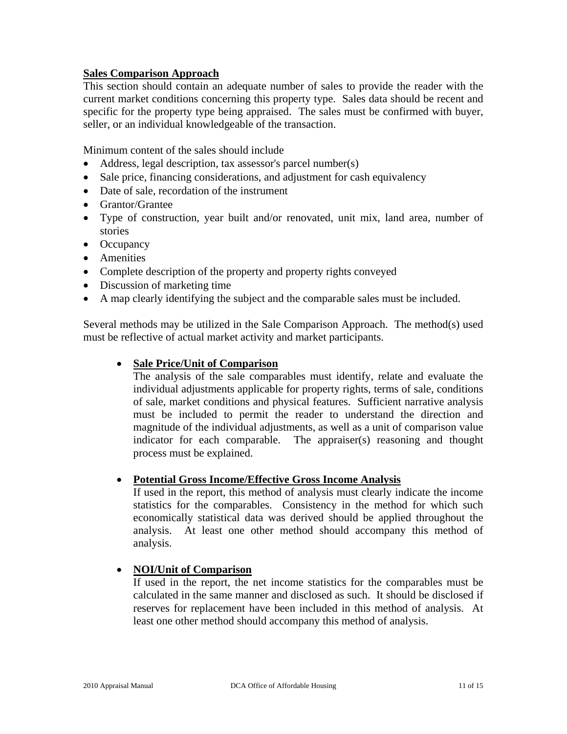## Sales Comparison Approach

This section should contain an adequate number of sales to provide the reader with the current market conditions concerning this property type. Sales data should be recent and specific for the property type being appraised. The sales must be confirmed with buyer, seller, or an individual knowledgeable of the transaction.

Minimum content of the sales should include

- Address, legal description, tax assessor's parcel number(s)
- Sale price, financing considerations, and adjustment for cash equivalency
- Date of sale, recordation of the instrument
- Grantor/Grantee
- Type of construction, year built and/or renovated, unit mix, land area, number of stories
- Occupancy
- Amenities
- Complete description of the property and property rights conveyed
- Discussion of marketing time
- A map clearly identifying the subject and the comparable sales must be included.

Several methods may be utilized in the Sale Comparison Approach. The method(s) used must be reflective of actual market activity and market participants.

- **Sale Price/Unit of Comparison**
  The analysis of the sale comparables must identify, relate and evaluate the individual adjustments applicable for property rights, terms of sale, conditions of sale, market conditions and physical features. Sufficient narrative analysis must be included to permit the reader to understand the direction and magnitude of the individual adjustments, as well as a unit of comparison value indicator for each comparable. The appraiser(s) reasoning and thought process must be explained.

- **Potential Gross Income/Effective Gross Income Analysis**
  If used in the report, this method of analysis must clearly indicate the income statistics for the comparables. Consistency in the method for which such economically statistical data was derived should be applied throughout the analysis. At least one other method should accompany this method of analysis.

- **NOI/Unit of Comparison**
  If used in the report, the net income statistics for the comparables must be calculated in the same manner and disclosed as such. It should be disclosed if reserves for replacement have been included in this method of analysis. At least one other method should accompany this method of analysis.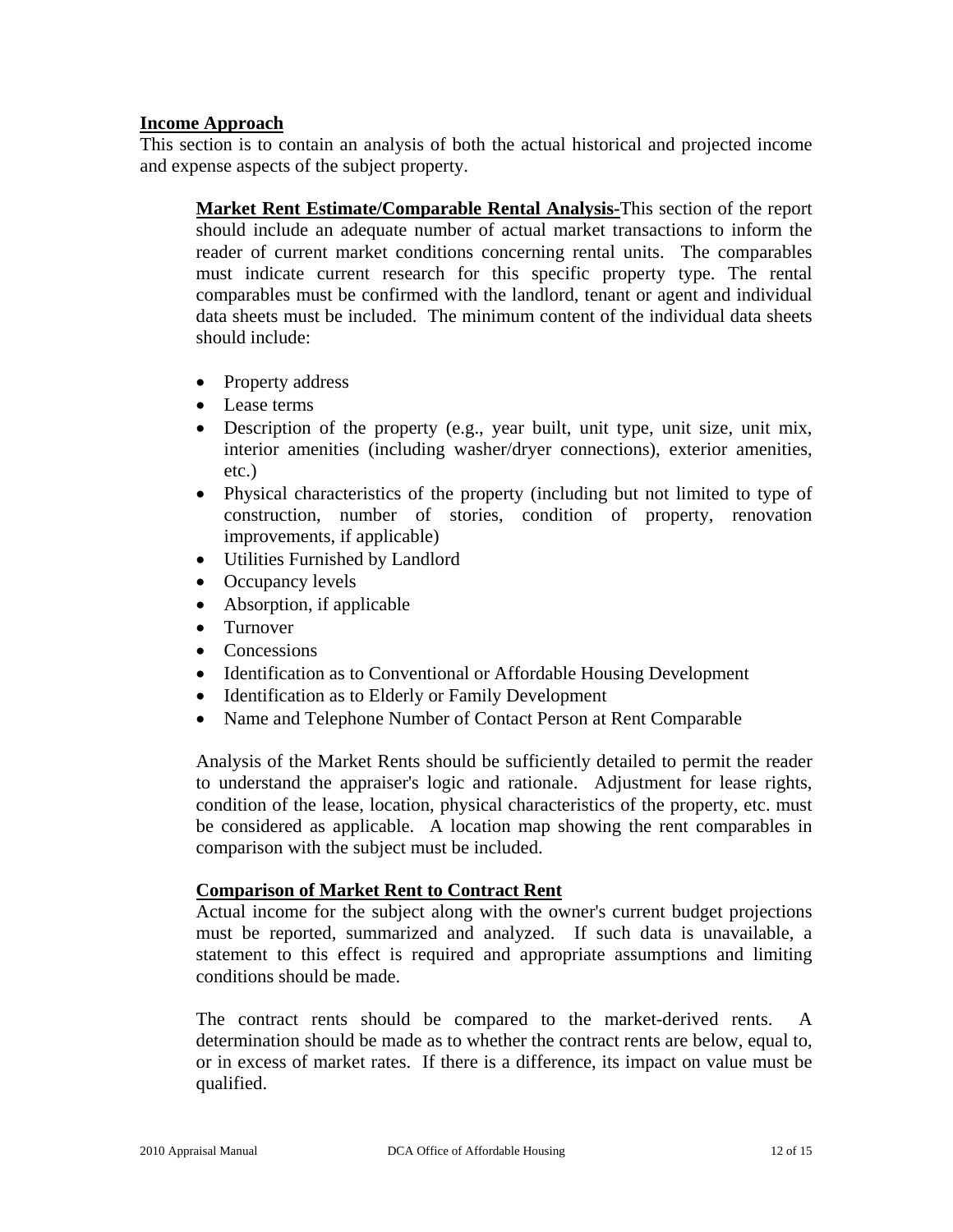## Income Approach

This section is to contain an analysis of both the actual historical and projected income and expense aspects of the subject property.

**Market Rent Estimate/Comparable Rental Analysis-**This section of the report should include an adequate number of actual market transactions to inform the reader of current market conditions concerning rental units. The comparables must indicate current research for this specific property type. The rental comparables must be confirmed with the landlord, tenant or agent and individual data sheets must be included. The minimum content of the individual data sheets should include:

- Property address
- Lease terms
- Description of the property (e.g., year built, unit type, unit size, unit mix, interior amenities (including washer/dryer connections), exterior amenities, etc.)
- Physical characteristics of the property (including but not limited to type of construction, number of stories, condition of property, renovation improvements, if applicable)
- Utilities Furnished by Landlord
- Occupancy levels
- Absorption, if applicable
- Turnover
- Concessions
- Identification as to Conventional or Affordable Housing Development
- Identification as to Elderly or Family Development
- Name and Telephone Number of Contact Person at Rent Comparable

Analysis of the Market Rents should be sufficiently detailed to permit the reader to understand the appraiser's logic and rationale. Adjustment for lease rights, condition of the lease, location, physical characteristics of the property, etc. must be considered as applicable. A location map showing the rent comparables in comparison with the subject must be included.

### Comparison of Market Rent to Contract Rent

Actual income for the subject along with the owner's current budget projections must be reported, summarized and analyzed. If such data is unavailable, a statement to this effect is required and appropriate assumptions and limiting conditions should be made.

The contract rents should be compared to the market-derived rents. A determination should be made as to whether the contract rents are below, equal to, or in excess of market rates. If there is a difference, its impact on value must be qualified.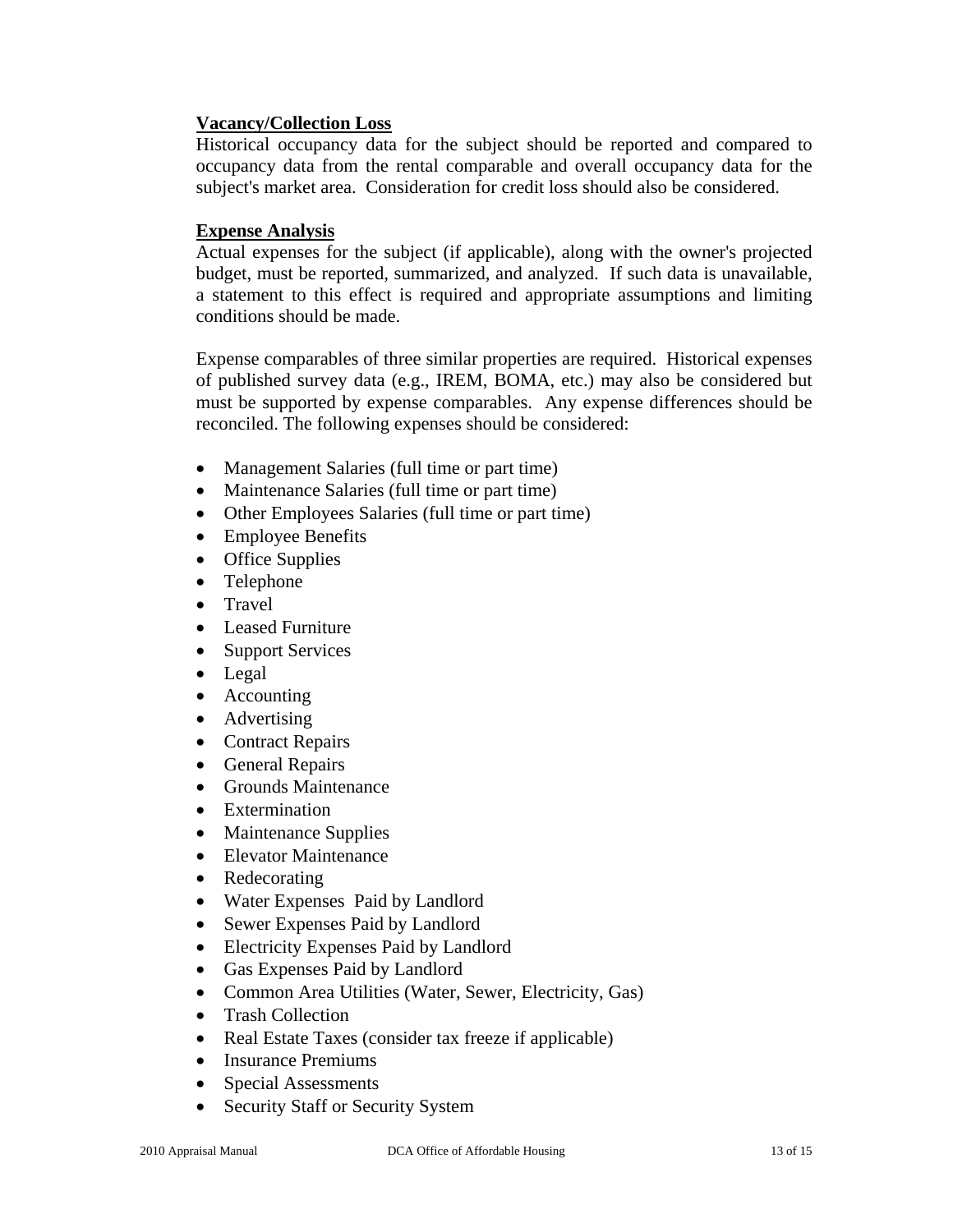**Vacancy/Collection Loss**

Historical occupancy data for the subject should be reported and compared to occupancy data from the rental comparable and overall occupancy data for the subject's market area. Consideration for credit loss should also be considered.

**Expense Analysis**

Actual expenses for the subject (if applicable), along with the owner's projected budget, must be reported, summarized, and analyzed. If such data is unavailable, a statement to this effect is required and appropriate assumptions and limiting conditions should be made.

Expense comparables of three similar properties are required. Historical expenses of published survey data (e.g., IREM, BOMA, etc.) may also be considered but must be supported by expense comparables. Any expense differences should be reconciled. The following expenses should be considered:

- Management Salaries (full time or part time)
- Maintenance Salaries (full time or part time)
- Other Employees Salaries (full time or part time)
- Employee Benefits
- Office Supplies
- Telephone
- Travel
- Leased Furniture
- Support Services
- Legal
- Accounting
- Advertising
- Contract Repairs
- General Repairs
- Grounds Maintenance
- Extermination
- Maintenance Supplies
- Elevator Maintenance
- Redecorating
- Water Expenses Paid by Landlord
- Sewer Expenses Paid by Landlord
- Electricity Expenses Paid by Landlord
- Gas Expenses Paid by Landlord
- Common Area Utilities (Water, Sewer, Electricity, Gas)
- Trash Collection
- Real Estate Taxes (consider tax freeze if applicable)
- Insurance Premiums
- Special Assessments
- Security Staff or Security System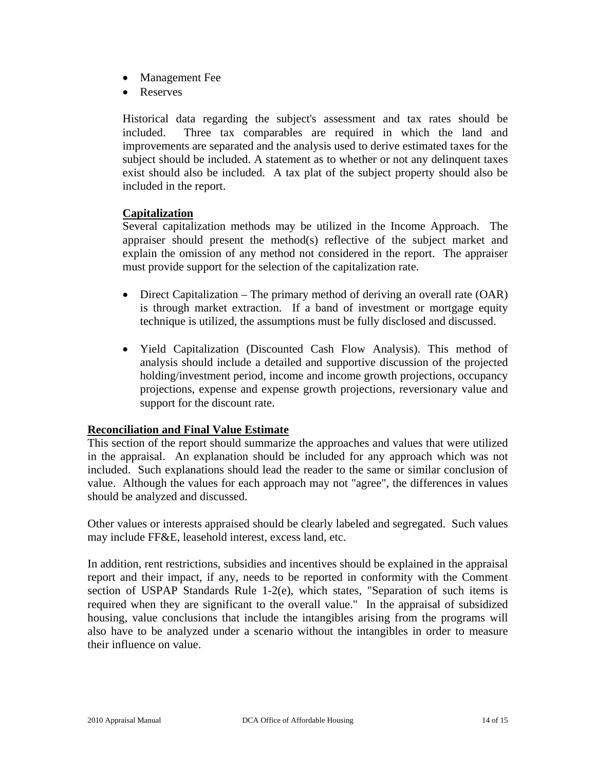- Management Fee
- Reserves

Historical data regarding the subject's assessment and tax rates should be included. Three tax comparables are required in which the land and improvements are separated and the analysis used to derive estimated taxes for the subject should be included. A statement as to whether or not any delinquent taxes exist should also be included. A tax plat of the subject property should also be included in the report.

**Capitalization**

Several capitalization methods may be utilized in the Income Approach. The appraiser should present the method(s) reflective of the subject market and explain the omission of any method not considered in the report. The appraiser must provide support for the selection of the capitalization rate.

- Direct Capitalization – The primary method of deriving an overall rate (OAR) is through market extraction. If a band of investment or mortgage equity technique is utilized, the assumptions must be fully disclosed and discussed.

- Yield Capitalization (Discounted Cash Flow Analysis). This method of analysis should include a detailed and supportive discussion of the projected holding/investment period, income and income growth projections, occupancy projections, expense and expense growth projections, reversionary value and support for the discount rate.

**Reconciliation and Final Value Estimate**

This section of the report should summarize the approaches and values that were utilized in the appraisal. An explanation should be included for any approach which was not included. Such explanations should lead the reader to the same or similar conclusion of value. Although the values for each approach may not "agree", the differences in values should be analyzed and discussed.

Other values or interests appraised should be clearly labeled and segregated. Such values may include FF&E, leasehold interest, excess land, etc.

In addition, rent restrictions, subsidies and incentives should be explained in the appraisal report and their impact, if any, needs to be reported in conformity with the Comment section of USPAP Standards Rule 1-2(e), which states, "Separation of such items is required when they are significant to the overall value." In the appraisal of subsidized housing, value conclusions that include the intangibles arising from the programs will also have to be analyzed under a scenario without the intangibles in order to measure their influence on value.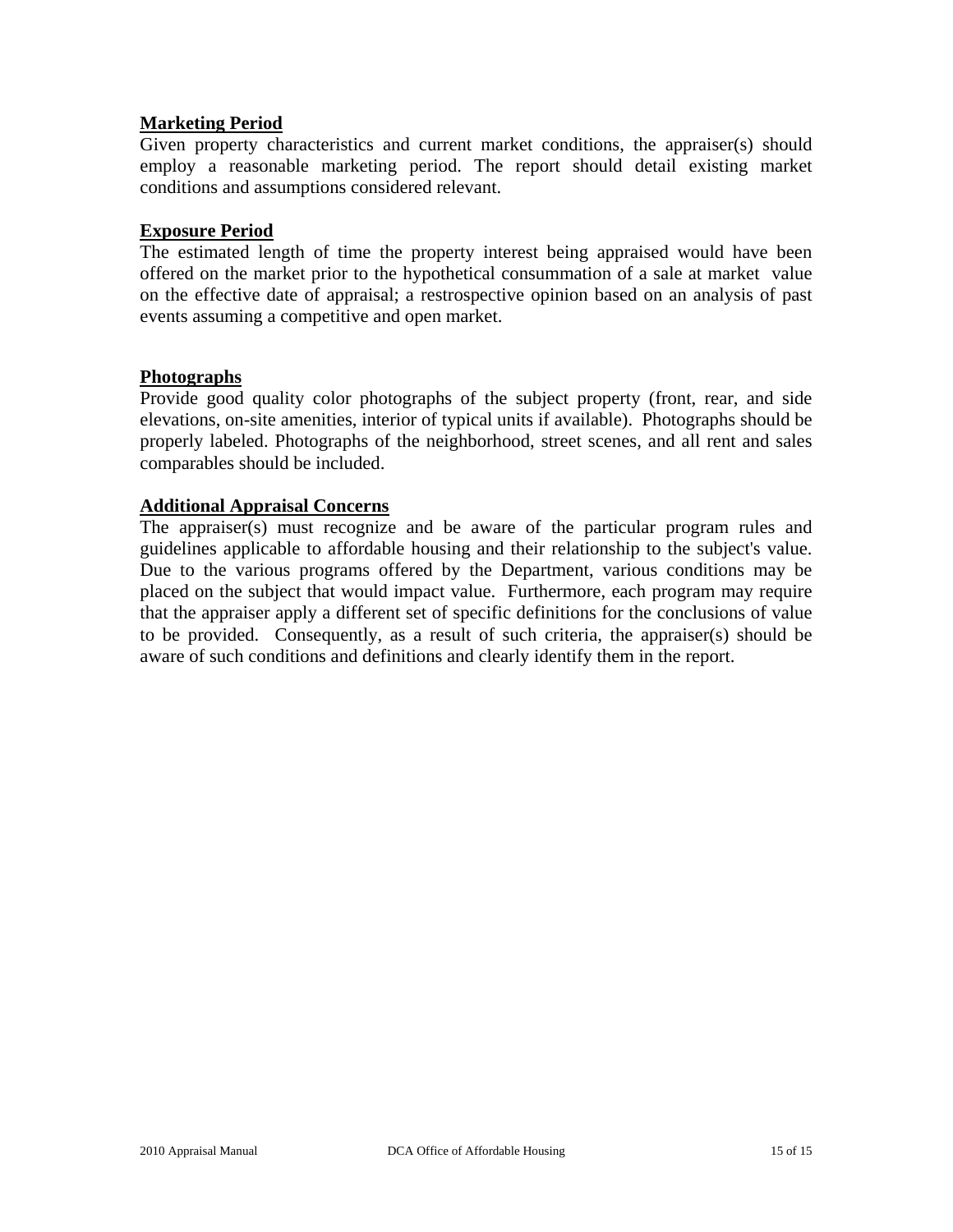**Marketing Period**

Given property characteristics and current market conditions, the appraiser(s) should employ a reasonable marketing period. The report should detail existing market conditions and assumptions considered relevant.

**Exposure Period**

The estimated length of time the property interest being appraised would have been offered on the market prior to the hypothetical consummation of a sale at market value on the effective date of appraisal; a restrospective opinion based on an analysis of past events assuming a competitive and open market.

**Photographs**

Provide good quality color photographs of the subject property (front, rear, and side elevations, on-site amenities, interior of typical units if available). Photographs should be properly labeled. Photographs of the neighborhood, street scenes, and all rent and sales comparables should be included.

**Additional Appraisal Concerns**

The appraiser(s) must recognize and be aware of the particular program rules and guidelines applicable to affordable housing and their relationship to the subject's value. Due to the various programs offered by the Department, various conditions may be placed on the subject that would impact value. Furthermore, each program may require that the appraiser apply a different set of specific definitions for the conclusions of value to be provided. Consequently, as a result of such criteria, the appraiser(s) should be aware of such conditions and definitions and clearly identify them in the report.